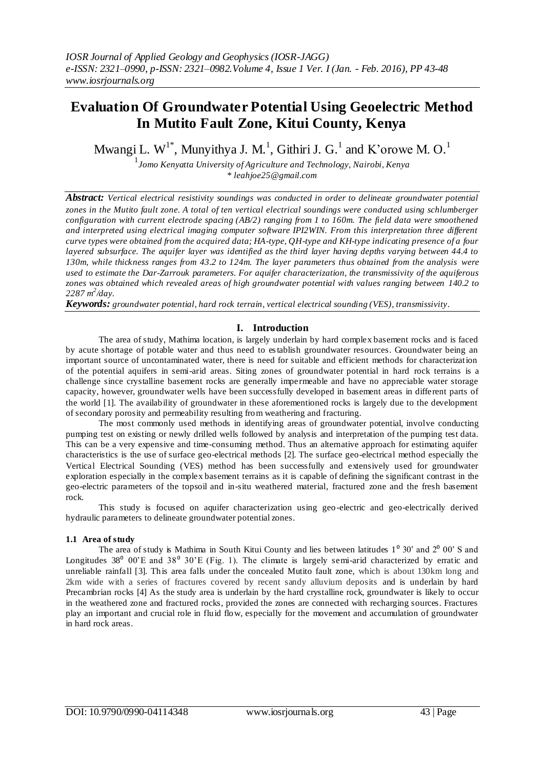# Evaluation Of Groundwater Potential Using Geoelectric Method In Mutito Fault Zone, Kitui County, Kenya

Mwangi L. W[1*], Munyithya J. M.[1], Githiri J. G.[1] and K'orowe M. O.[1]

[1]*Jomo Kenyatta University of Agriculture and Technology, Nairobi, Kenya*
*\* leahjoe25@gmail.com*

***Abstract:*** *Vertical electrical resistivity soundings was conducted in order to delineate groundwater potential zones in the Mutito fault zone. A total of ten vertical electrical soundings were conducted using schlumberger configuration with current electrode spacing (AB/2) ranging from 1 to 160m. The field data were smoothened and interpreted using electrical imaging computer software IPI2WIN. From this interpretation three different curve types were obtained from the acquired data; HA-type, QH-type and KH-type indicating presence of a four layered subsurface. The aquifer layer was identified as the third layer having depths varying between 44.4 to 130m, while thickness ranges from 43.2 to 124m. The layer parameters thus obtained from the analysis were used to estimate the Dar-Zarrouk parameters. For aquifer characterization, the transmissivity of the aquiferous zones was obtained which revealed areas of high groundwater potential with values ranging between 140.2 to 2287 $m^2$/day.*

***Keywords:*** *groundwater potential, hard rock terrain, vertical electrical sounding (VES), transmissivity.*

## I. Introduction

The area of study, Mathima location, is largely underlain by hard complex basement rocks and is faced by acute shortage of potable water and thus need to establish groundwater resources. Groundwater being an important source of uncontaminated water, there is need for suitable and efficient methods for characterization of the potential aquifers in semi-arid areas. Siting zones of groundwater potential in hard rock terrains is a challenge since crystalline basement rocks are generally impermeable and have no appreciable water storage capacity, however, groundwater wells have been successfully developed in basement areas in different parts of the world [1]. The availability of groundwater in these aforementioned rocks is largely due to the development of secondary porosity and permeability resulting from weathering and fracturing.

The most commonly used methods in identifying areas of groundwater potential, involve conducting pumping test on existing or newly drilled wells followed by analysis and interpretation of the pumping test data. This can be a very expensive and time-consuming method. Thus an alternative approach for estimating aquifer characteristics is the use of surface geo-electrical methods [2]. The surface geo-electrical method especially the Vertical Electrical Sounding (VES) method has been successfully and extensively used for groundwater exploration especially in the complex basement terrains as it is capable of defining the significant contrast in the geo-electric parameters of the topsoil and in-situ weathered material, fractured zone and the fresh basement rock.

This study is focused on aquifer characterization using geo-electric and geo-electrically derived hydraulic parameters to delineate groundwater potential zones.

### 1.1 Area of study

The area of study is Mathima in South Kitui County and lies between latitudes $1^0$ 30' and $2^0$ 00' S and Longitudes $38^0$ 00'E and $38^0$ 30'E (Fig. 1). The climate is largely semi-arid characterized by erratic and unreliable rainfall [3]. This area falls under the concealed Mutito fault zone, which is about 130km long and 2km wide with a series of fractures covered by recent sandy alluvium deposits and is underlain by hard Precambrian rocks [4] As the study area is underlain by the hard crystalline rock, groundwater is likely to occur in the weathered zone and fractured rocks, provided the zones are connected with recharging sources. Fractures play an important and crucial role in fluid flow, especially for the movement and accumulation of groundwater in hard rock areas.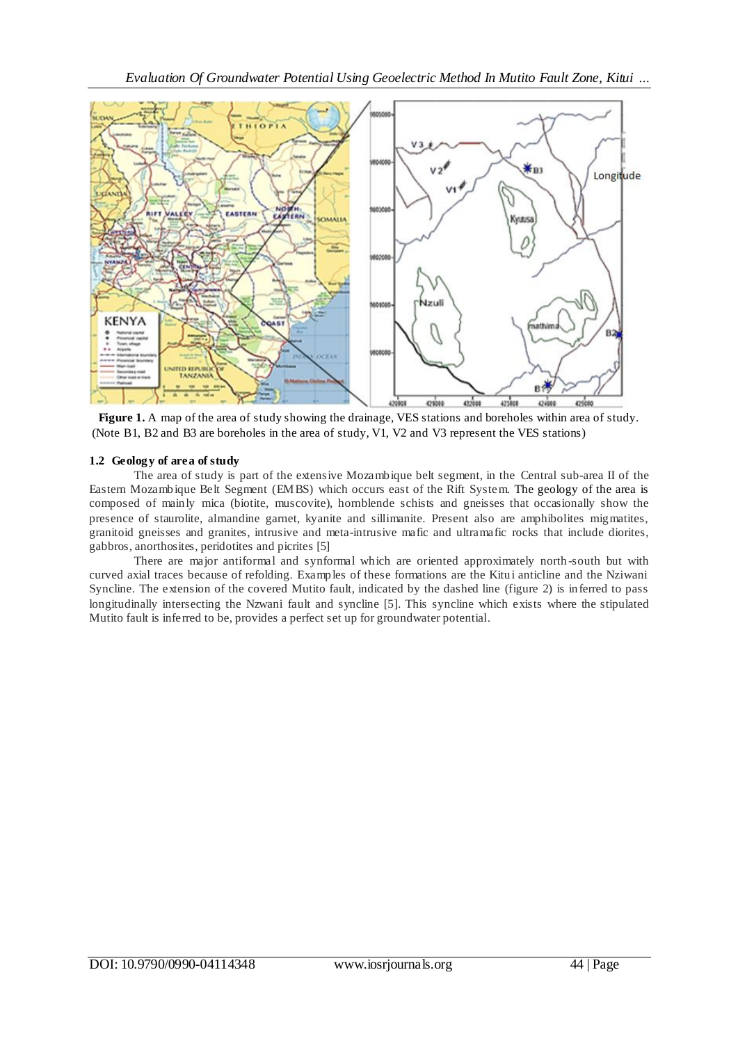**Figure 1.** A map of the area of study showing the drainage, VES stations and boreholes within area of study. (Note B1, B2 and B3 are boreholes in the area of study, V1, V2 and V3 represent the VES stations)

### 1.2 Geology of area of study

The area of study is part of the extensive Mozambique belt segment, in the Central sub-area II of the Eastern Mozambique Belt Segment (EMBS) which occurs east of the Rift System. The geology of the area is composed of mainly mica (biotite, muscovite), hornblende schists and gneisses that occasionally show the presence of staurolite, almandine garnet, kyanite and sillimanite. Present also are amphibolites migmatites, granitoid gneisses and granites, intrusive and meta-intrusive mafic and ultramafic rocks that include diorites, gabbros, anorthosites, peridotites and picrites [5]

There are major antiformal and synformal which are oriented approximately north-south but with curved axial traces because of refolding. Examples of these formations are the Kitui anticline and the Nziwani Syncline. The extension of the covered Mutito fault, indicated by the dashed line (figure 2) is inferred to pass longitudinally intersecting the Nzwani fault and syncline [5]. This syncline which exists where the stipulated Mutito fault is inferred to be, provides a perfect set up for groundwater potential.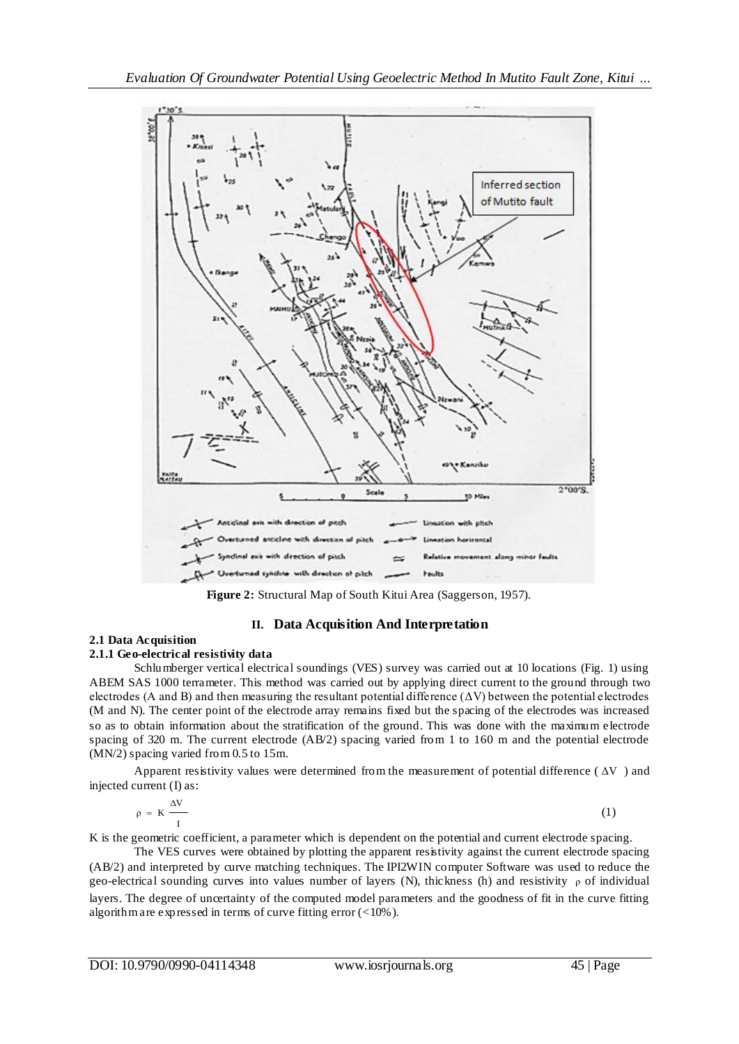**Figure 2:** Structural Map of South Kitui Area (Saggerson, 1957).

## II. Data Acquisition And Interpretation

### 2.1 Data Acquisition

#### 2.1.1 Geo-electrical resistivity data

Schlumberger vertical electrical soundings (VES) survey was carried out at 10 locations (Fig. 1) using ABEM SAS 1000 terrameter. This method was carried out by applying direct current to the ground through two electrodes (A and B) and then measuring the resultant potential difference ($\Delta V$) between the potential electrodes (M and N). The center point of the electrode array remains fixed but the spacing of the electrodes was increased so as to obtain information about the stratification of the ground. This was done with the maximum electrode spacing of 320 m. The current electrode (AB/2) spacing varied from 1 to 160 m and the potential electrode (MN/2) spacing varied from 0.5 to 15m.

Apparent resistivity values were determined from the measurement of potential difference ( $\Delta V$ ) and injected current (I) as:

$$\rho = K \frac{\Delta V}{I} \tag{1}$$

K is the geometric coefficient, a parameter which is dependent on the potential and current electrode spacing.

The VES curves were obtained by plotting the apparent resistivity against the current electrode spacing (AB/2) and interpreted by curve matching techniques. The IPI2WIN computer Software was used to reduce the geo-electrical sounding curves into values number of layers (N), thickness (h) and resistivity $\rho$ of individual layers. The degree of uncertainty of the computed model parameters and the goodness of fit in the curve fitting algorithm are expressed in terms of curve fitting error (<10%).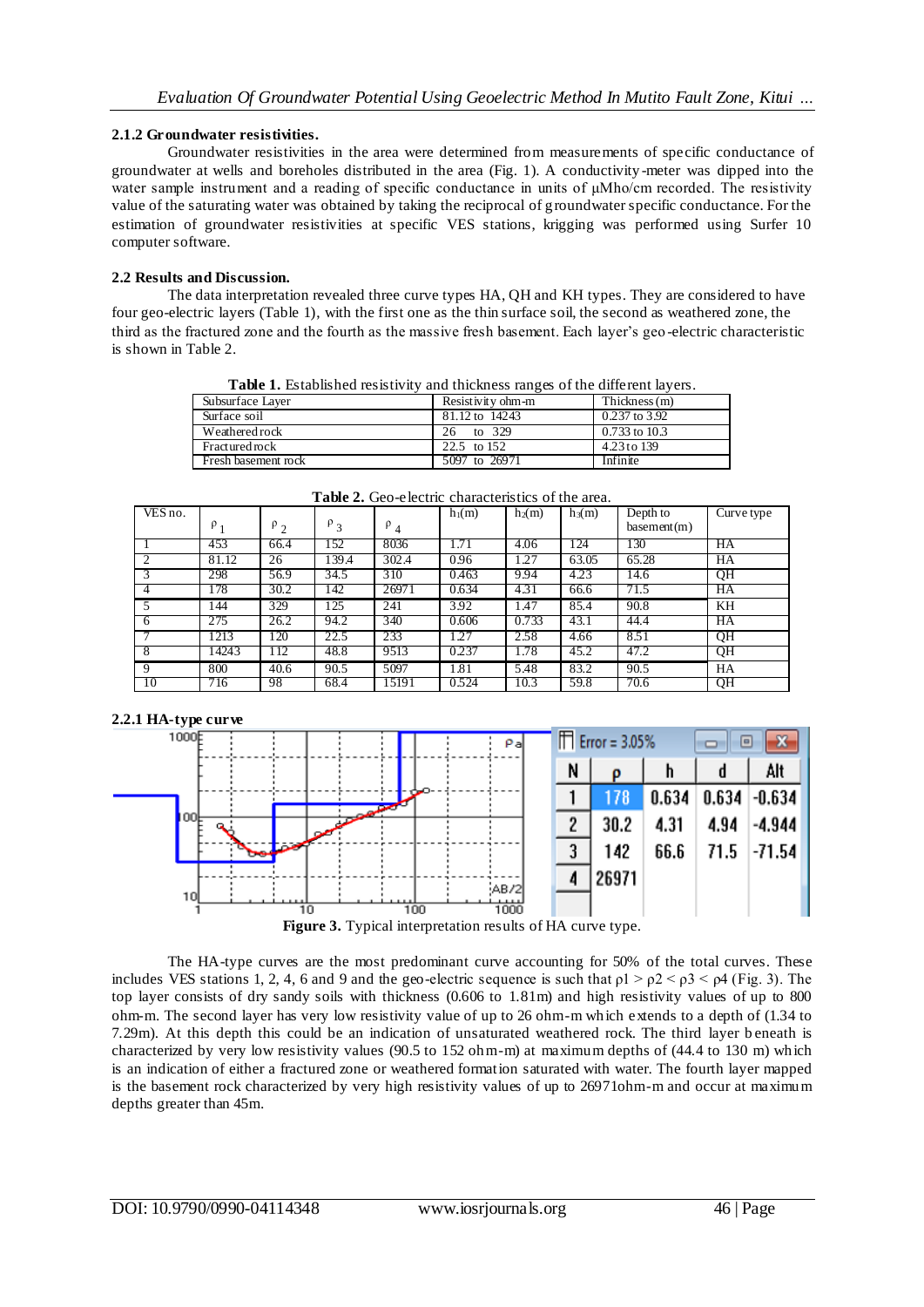### 2.1.2 Groundwater resistivities.

Groundwater resistivities in the area were determined from measurements of specific conductance of groundwater at wells and boreholes distributed in the area (Fig. 1). A conductivity-meter was dipped into the water sample instrument and a reading of specific conductance in units of μMho/cm recorded. The resistivity value of the saturating water was obtained by taking the reciprocal of groundwater specific conductance. For the estimation of groundwater resistivities at specific VES stations, krigging was performed using Surfer 10 computer software.

### 2.2 Results and Discussion.

The data interpretation revealed three curve types HA, QH and KH types. They are considered to have four geo-electric layers (Table 1), with the first one as the thin surface soil, the second as weathered zone, the third as the fractured zone and the fourth as the massive fresh basement. Each layer's geo-electric characteristic is shown in Table 2.

**Table 1.** Established resistivity and thickness ranges of the different layers.

| Subsurface Layer | Resistivity ohm-m | Thickness (m) |
|---|---|---|
| Surface soil | 81.12 to 14243 | 0.237 to 3.92 |
| Weathered rock | 26 to 329 | 0.733 to 10.3 |
| Fractured rock | 22.5 to 152 | 4.23 to 139 |
| Fresh basement rock | 5097 to 26971 | Infinite |

**Table 2.** Geo-electric characteristics of the area.

| VES no. | $\rho_1$ | $\rho_2$ | $\rho_3$ | $\rho_4$ | $h_1$(m) | $h_2$(m) | $h_3$(m) | Depth to basement (m) | Curve type |
|---|---|---|---|---|---|---|---|---|---|
| 1 | 453 | 66.4 | 152 | 8036 | 1.71 | 4.06 | 124 | 130 | HA |
| 2 | 81.12 | 26 | 139.4 | 302.4 | 0.96 | 1.27 | 63.05 | 65.28 | HA |
| 3 | 298 | 56.9 | 34.5 | 310 | 0.463 | 9.94 | 4.23 | 14.6 | QH |
| 4 | 178 | 30.2 | 142 | 26971 | 0.634 | 4.31 | 66.6 | 71.5 | HA |
| 5 | 144 | 329 | 125 | 241 | 3.92 | 1.47 | 85.4 | 90.8 | KH |
| 6 | 275 | 26.2 | 94.2 | 340 | 0.606 | 0.733 | 43.1 | 44.4 | HA |
| 7 | 1213 | 120 | 22.5 | 233 | 1.27 | 2.58 | 4.66 | 8.51 | QH |
| 8 | 14243 | 112 | 48.8 | 9513 | 0.237 | 1.78 | 45.2 | 47.2 | QH |
| 9 | 800 | 40.6 | 90.5 | 5097 | 1.81 | 5.48 | 83.2 | 90.5 | HA |
| 10 | 716 | 98 | 68.4 | 15191 | 0.524 | 10.3 | 59.8 | 70.6 | QH |

#### 2.2.1 HA-type curve

**Figure 3.** Typical interpretation results of HA curve type.

The HA-type curves are the most predominant curve accounting for 50% of the total curves. These includes VES stations 1, 2, 4, 6 and 9 and the geo-electric sequence is such that $\rho1 > \rho2 < \rho3 < \rho4$ (Fig. 3). The top layer consists of dry sandy soils with thickness (0.606 to 1.81m) and high resistivity values of up to 800 ohm-m. The second layer has very low resistivity value of up to 26 ohm-m which extends to a depth of (1.34 to 7.29m). At this depth this could be an indication of unsaturated weathered rock. The third layer beneath is characterized by very low resistivity values (90.5 to 152 ohm-m) at maximum depths of (44.4 to 130 m) which is an indication of either a fractured zone or weathered formation saturated with water. The fourth layer mapped is the basement rock characterized by very high resistivity values of up to 26971ohm-m and occur at maximum depths greater than 45m.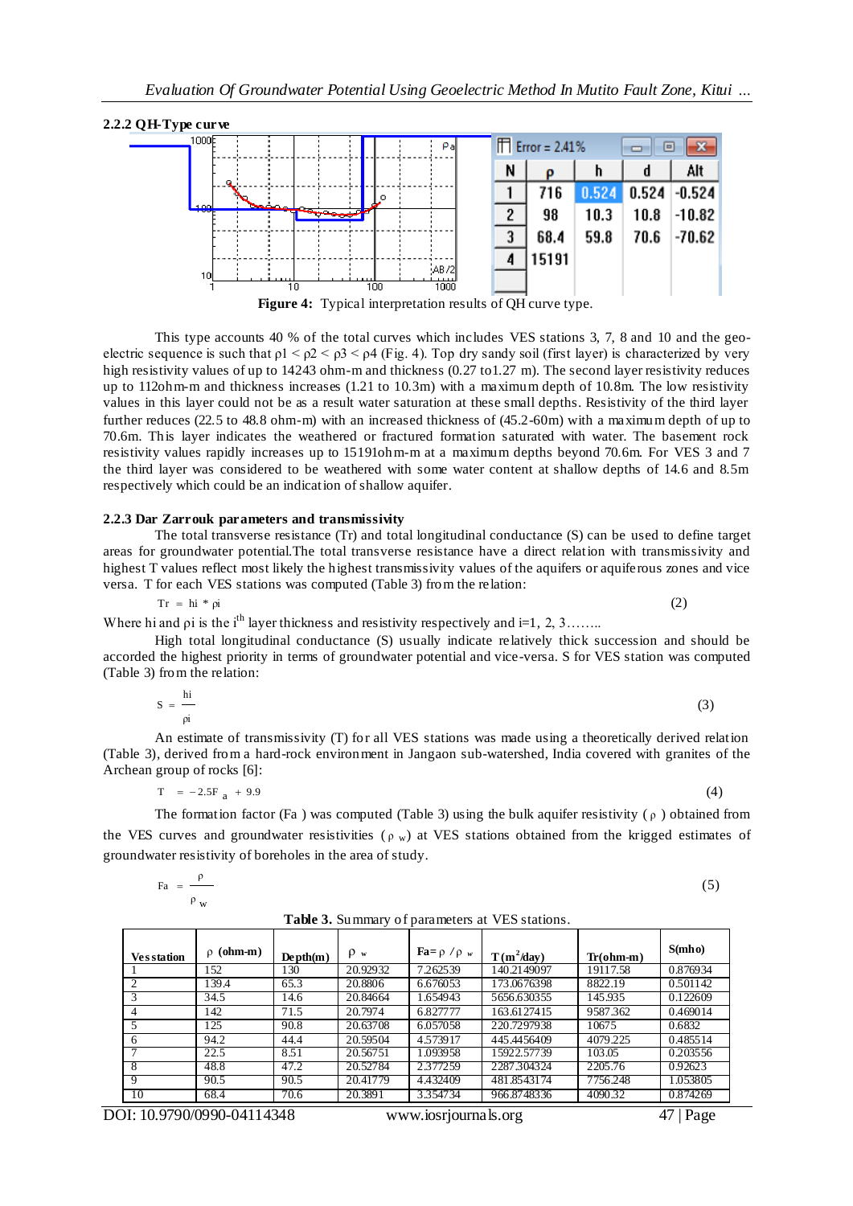### 2.2.2 QH-Type curve

| N | ρ | h | d | Alt |
|---|---|---|---|---|
| 1 | 716 | 0.524 | 0.524 | -0.524 |
| 2 | 98 | 10.3 | 10.8 | -10.82 |
| 3 | 68.4 | 59.8 | 70.6 | -70.62 |
| 4 | 15191 | | | |

Error = 2.41%

**Figure 4:** Typical interpretation results of QH curve type.

This type accounts 40 % of the total curves which includes VES stations 3, 7, 8 and 10 and the geo-electric sequence is such that $\rho 1 < \rho 2 < \rho 3 < \rho 4$ (Fig. 4). Top dry sandy soil (first layer) is characterized by very high resistivity values of up to 14243 ohm-m and thickness (0.27 to1.27 m). The second layer resistivity reduces up to 112ohm-m and thickness increases (1.21 to 10.3m) with a maximum depth of 10.8m. The low resistivity values in this layer could not be as a result water saturation at these small depths. Resistivity of the third layer further reduces (22.5 to 48.8 ohm-m) with an increased thickness of (45.2-60m) with a maximum depth of up to 70.6m. This layer indicates the weathered or fractured formation saturated with water. The basement rock resistivity values rapidly increases up to 15191ohm-m at a maximum depths beyond 70.6m. For VES 3 and 7 the third layer was considered to be weathered with some water content at shallow depths of 14.6 and 8.5m respectively which could be an indication of shallow aquifer.

### 2.2.3 Dar Zarrouk parameters and transmissivity

The total transverse resistance (Tr) and total longitudinal conductance (S) can be used to define target areas for groundwater potential.The total transverse resistance have a direct relation with transmissivity and highest T values reflect most likely the highest transmissivity values of the aquifers or aquiferous zones and vice versa. T for each VES stations was computed (Table 3) from the relation:

$$Tr = h_i * \rho_i \quad (2)$$

Where hi and ρi is the i[th] layer thickness and resistivity respectively and i=1, 2, 3……..

High total longitudinal conductance (S) usually indicate relatively thick succession and should be accorded the highest priority in terms of groundwater potential and vice-versa. S for VES station was computed (Table 3) from the relation:

$$S = \frac{h_i}{\rho_i} \quad (3)$$

An estimate of transmissivity (T) for all VES stations was made using a theoretically derived relation (Table 3), derived from a hard-rock environment in Jangaon sub-watershed, India covered with granites of the Archean group of rocks [6]:

$$T = -2.5F_a + 9.9 \quad (4)$$

The formation factor (Fa ) was computed (Table 3) using the bulk aquifer resistivity ( ρ ) obtained from the VES curves and groundwater resistivities ( $\rho_w$) at VES stations obtained from the kriged estimates of groundwater resistivity of boreholes in the area of study.

$$Fa = \frac{\rho}{\rho_w} \quad (5)$$

**Table 3.** Summary of parameters at VES stations.

| Ves station | ρ (ohm-m) | Depth(m) | $\rho_w$ | $Fa = \rho/\rho_w$ | T ($m^2$/day) | Tr(ohm-m) | S(mho) |
|---|---|---|---|---|---|---|---|
| 1 | 152 | 130 | 20.92932 | 7.262539 | 140.2149097 | 19117.58 | 0.876934 |
| 2 | 139.4 | 65.3 | 20.8806 | 6.676053 | 173.0676398 | 8822.19 | 0.501142 |
| 3 | 34.5 | 14.6 | 20.84664 | 1.654943 | 5656.630355 | 145.935 | 0.122609 |
| 4 | 142 | 71.5 | 20.7974 | 6.827777 | 163.6127415 | 9587.362 | 0.469014 |
| 5 | 125 | 90.8 | 20.63708 | 6.057058 | 220.7297938 | 10675 | 0.6832 |
| 6 | 94.2 | 44.4 | 20.59504 | 4.573917 | 445.4456409 | 4079.225 | 0.485514 |
| 7 | 22.5 | 8.51 | 20.56751 | 1.093958 | 15922.57739 | 103.05 | 0.203556 |
| 8 | 48.8 | 47.2 | 20.52784 | 2.377259 | 2287.304324 | 2205.76 | 0.92623 |
| 9 | 90.5 | 90.5 | 20.41779 | 4.432409 | 481.8543174 | 7756.248 | 1.053805 |
| 10 | 68.4 | 70.6 | 20.3891 | 3.354734 | 966.8748336 | 4090.32 | 0.874269 |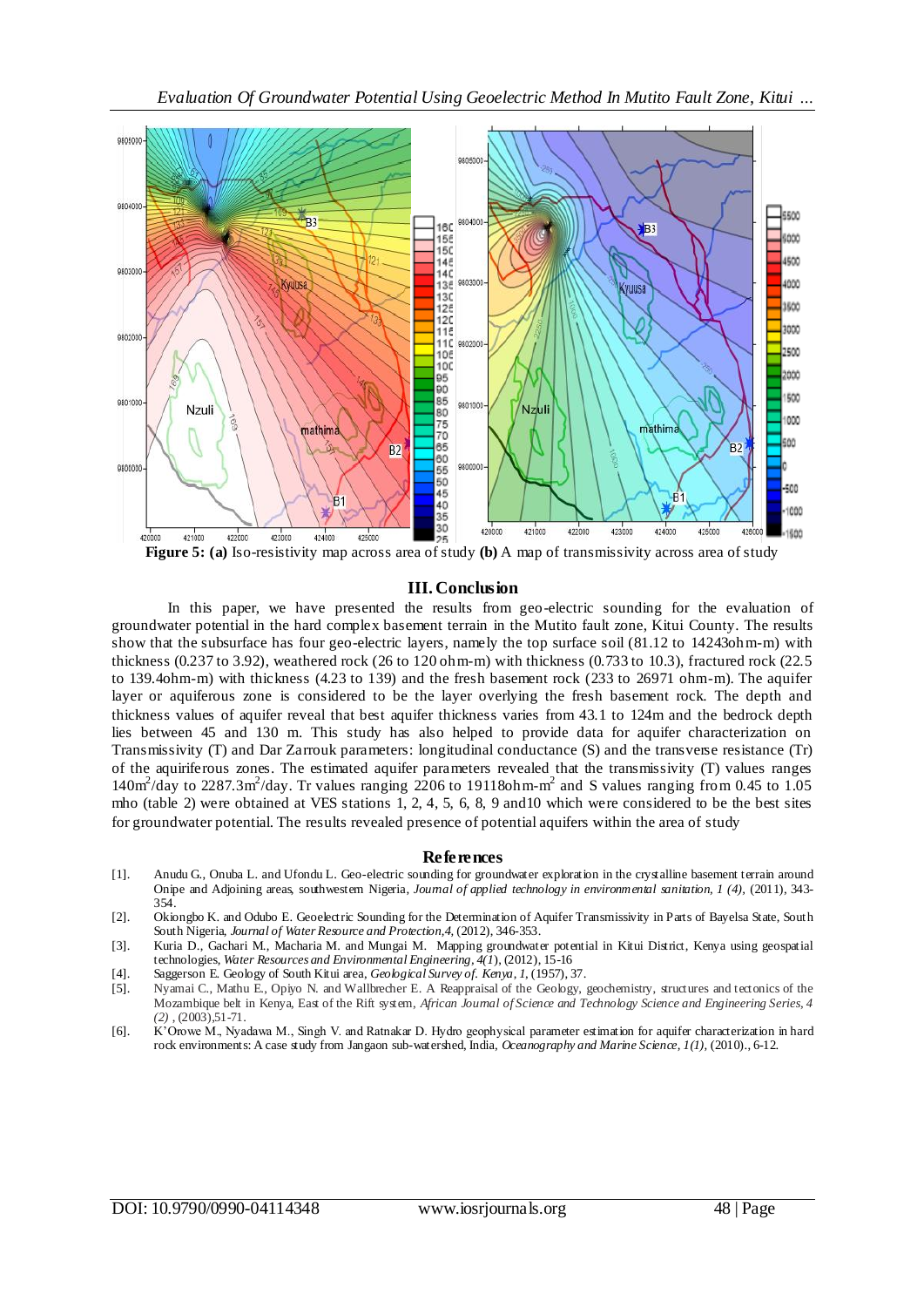Nzuli
mathima
Kyuusa
B1
B2
B3

**Figure 5: (a)** Iso-resistivity map across area of study **(b)** A map of transmissivity across area of study

## III. Conclusion

In this paper, we have presented the results from geo-electric sounding for the evaluation of groundwater potential in the hard complex basement terrain in the Mutito fault zone, Kitui County. The results show that the subsurface has four geo-electric layers, namely the top surface soil (81.12 to 14243ohm-m) with thickness (0.237 to 3.92), weathered rock (26 to 120 ohm-m) with thickness (0.733 to 10.3), fractured rock (22.5 to 139.4ohm-m) with thickness (4.23 to 139) and the fresh basement rock (233 to 26971 ohm-m). The aquifer layer or aquiferous zone is considered to be the layer overlying the fresh basement rock. The depth and thickness values of aquifer reveal that best aquifer thickness varies from 43.1 to 124m and the bedrock depth lies between 45 and 130 m. This study has also helped to provide data for aquifer characterization on Transmissivity (T) and Dar Zarrouk parameters: longitudinal conductance (S) and the transverse resistance (Tr) of the aquiriferous zones. The estimated aquifer parameters revealed that the transmissivity (T) values ranges $140m^2$/day to $2287.3m^2$/day. Tr values ranging 2206 to 19118ohm-$m^2$ and S values ranging from 0.45 to 1.05 mho (table 2) were obtained at VES stations 1, 2, 4, 5, 6, 8, 9 and10 which were considered to be the best sites for groundwater potential. The results revealed presence of potential aquifers within the area of study

## References

[1]. Anudu G., Onuba L. and Ufondu L. Geo-electric sounding for groundwater exploration in the crystalline basement terrain around Onipe and Adjoining areas, southwestern Nigeria, *Journal of applied technology in environmental sanitation, 1 (4),* (2011), 343-354.

[2]. Okiongbo K. and Odubo E. Geoelectric Sounding for the Determination of Aquifer Transmissivity in Parts of Bayelsa State, South South Nigeria, *Journal of Water Resource and Protection,4,* (2012), 346-353.

[3]. Kuria D., Gachari M., Macharia M. and Mungai M. Mapping groundwater potential in Kitui District, Kenya using geospatial technologies, *Water Resources and Environmental Engineering, 4(1),* (2012), 15-16

[4]. Saggerson E. Geology of South Kitui area, *Geological Survey of. Kenya, 1,* (1957), 37.

[5]. Nyamai C., Mathu E., Opiyo N. and Wallbrecher E. A Reappraisal of the Geology, geochemistry, structures and tectonics of the Mozambique belt in Kenya, East of the Rift system, *African Journal of Science and Technology Science and Engineering Series, 4 (2)* , (2003),51-71.

[6]. K'Orowe M., Nyadawa M., Singh V. and Ratnakar D. Hydro geophysical parameter estimation for aquifer characterization in hard rock environments: A case study from Jangaon sub-watershed, India, *Oceanography and Marine Science, 1(1),* (2010)., 6-12.